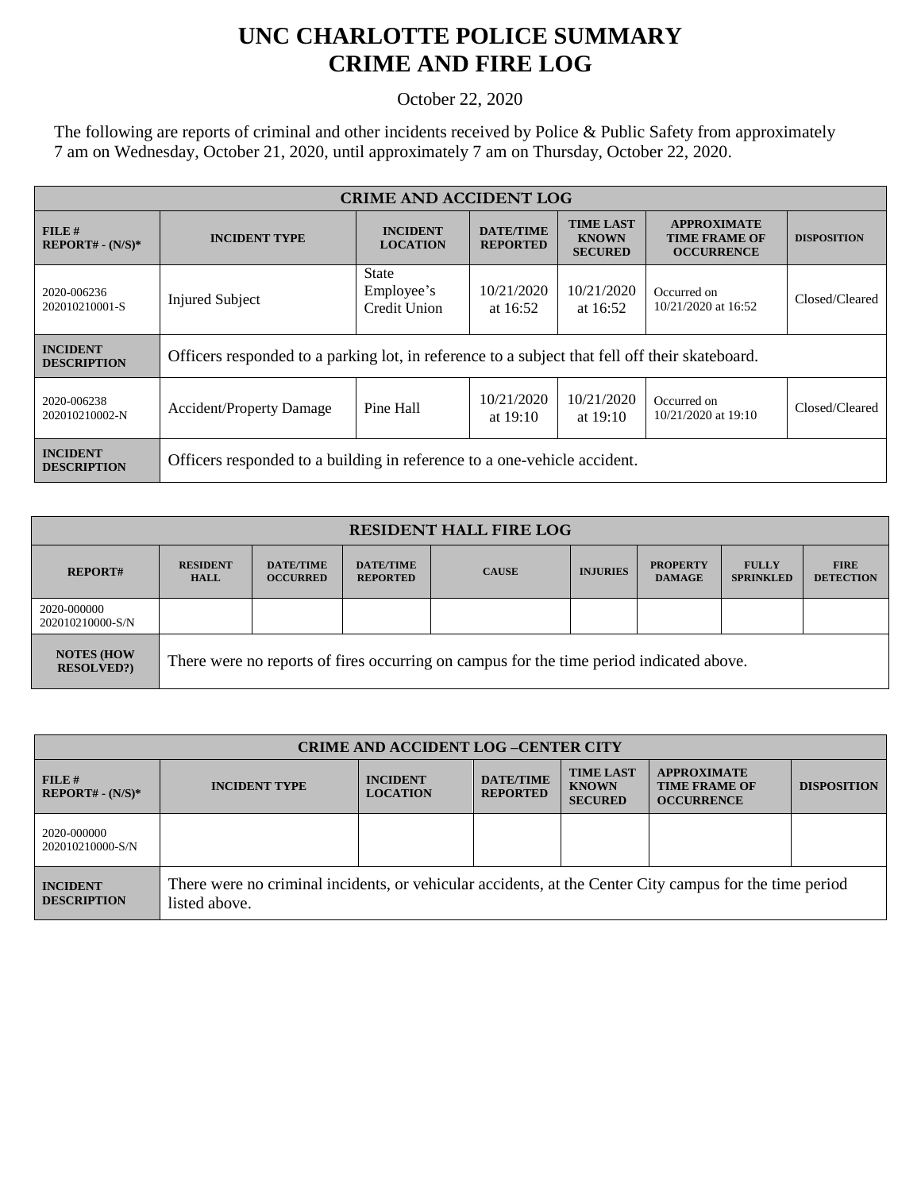# UNC CHARLOTTE POLICE SUMMARY
# CRIME AND FIRE LOG

October 22, 2020

The following are reports of criminal and other incidents received by Police & Public Safety from approximately 7 am on Wednesday, October 21, 2020, until approximately 7 am on Thursday, October 22, 2020.

| CRIME AND ACCIDENT LOG | | | | | | |
|---|---|---|---|---|---|---|
| **FILE # REPORT# - (N/S)*** | **INCIDENT TYPE** | **INCIDENT LOCATION** | **DATE/TIME REPORTED** | **TIME LAST KNOWN SECURED** | **APPROXIMATE TIME FRAME OF OCCURRENCE** | **DISPOSITION** |
| 2020-006236 202010210001-S | Injured Subject | State Employee's Credit Union | 10/21/2020 at 16:52 | 10/21/2020 at 16:52 | Occurred on 10/21/2020 at 16:52 | Closed/Cleared |
| **INCIDENT DESCRIPTION** | Officers responded to a parking lot, in reference to a subject that fell off their skateboard. | | | | | |
| 2020-006238 202010210002-N | Accident/Property Damage | Pine Hall | 10/21/2020 at 19:10 | 10/21/2020 at 19:10 | Occurred on 10/21/2020 at 19:10 | Closed/Cleared |
| **INCIDENT DESCRIPTION** | Officers responded to a building in reference to a one-vehicle accident. | | | | | |

| RESIDENT HALL FIRE LOG | | | | | | | | |
|---|---|---|---|---|---|---|---|---|
| **REPORT#** | **RESIDENT HALL** | **DATE/TIME OCCURRED** | **DATE/TIME REPORTED** | **CAUSE** | **INJURIES** | **PROPERTY DAMAGE** | **FULLY SPRINKLED** | **FIRE DETECTION** |
| 2020-000000 202010210000-S/N | | | | | | | | |
| **NOTES (HOW RESOLVED?)** | There were no reports of fires occurring on campus for the time period indicated above. | | | | | | | |

| CRIME AND ACCIDENT LOG –CENTER CITY | | | | | | |
|---|---|---|---|---|---|---|
| **FILE # REPORT# - (N/S)*** | **INCIDENT TYPE** | **INCIDENT LOCATION** | **DATE/TIME REPORTED** | **TIME LAST KNOWN SECURED** | **APPROXIMATE TIME FRAME OF OCCURRENCE** | **DISPOSITION** |
| 2020-000000 202010210000-S/N | | | | | | |
| **INCIDENT DESCRIPTION** | There were no criminal incidents, or vehicular accidents, at the Center City campus for the time period listed above. | | | | | |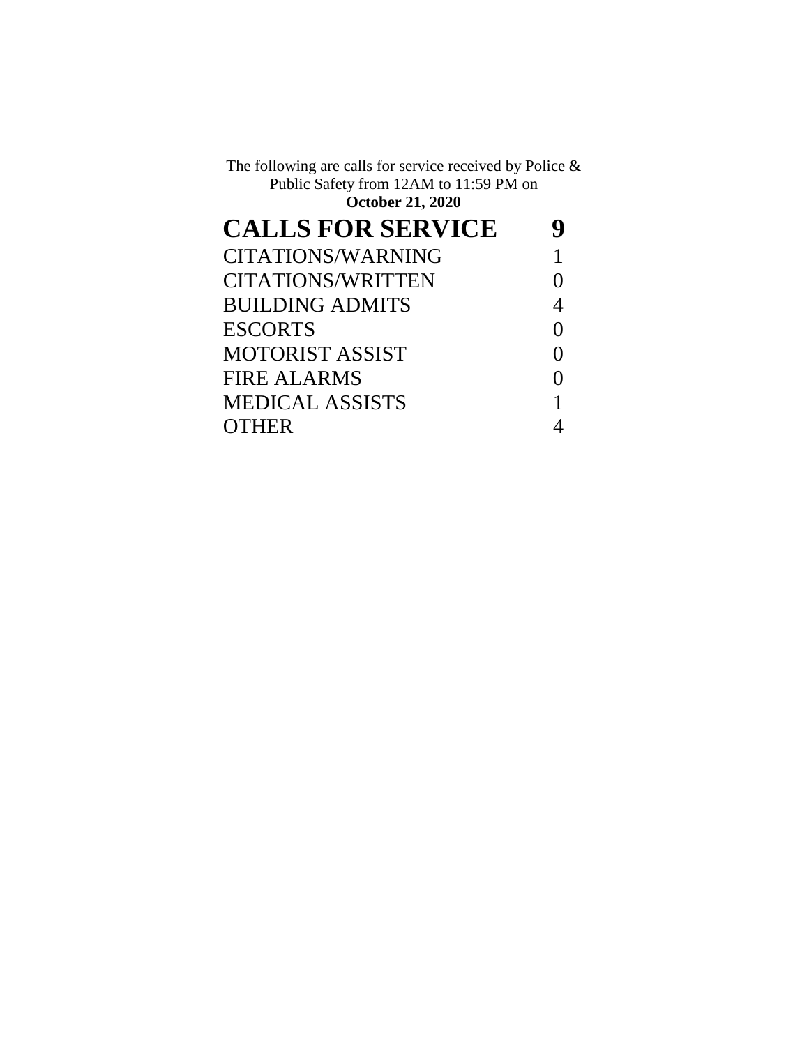The following are calls for service received by Police & Public Safety from 12AM to 11:59 PM on
**October 21, 2020**

| | |
|---|---|
| **CALLS FOR SERVICE** | **9** |
| CITATIONS/WARNING | 1 |
| CITATIONS/WRITTEN | 0 |
| BUILDING ADMITS | 4 |
| ESCORTS | 0 |
| MOTORIST ASSIST | 0 |
| FIRE ALARMS | 0 |
| MEDICAL ASSISTS | 1 |
| OTHER | 4 |